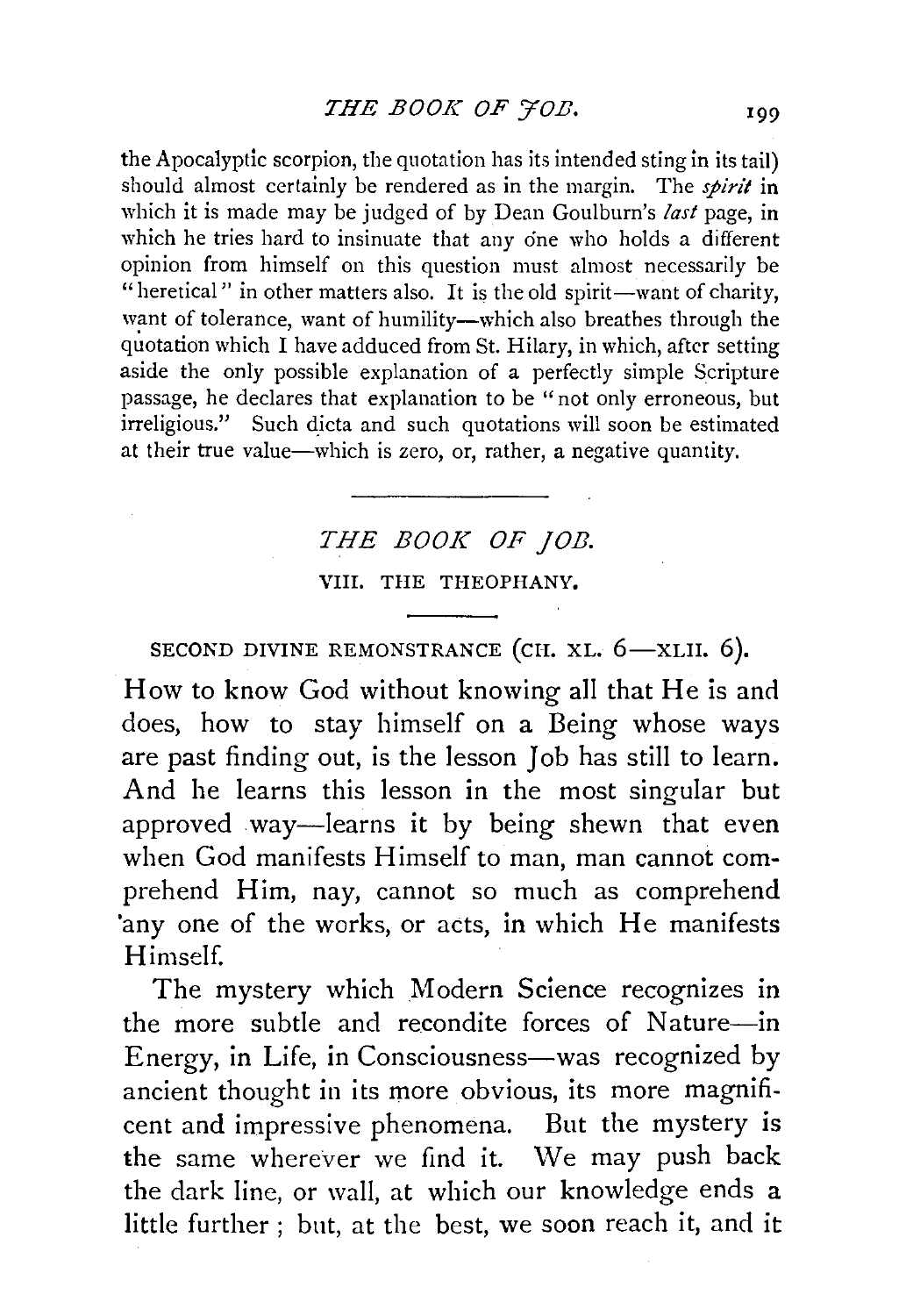the Apocalyptic scorpion, the quotation has its intended sting in its tail) should almost certainly be rendered as in the margin. The *spirit* in which it is made may be judged of by Dean Goulburn's *last* page, in which he tries hard to insinuate that any one who holds a different opinion from himself on this question must almost necessarily be "heretical" in other matters also. It is the old spirit—want of charity, want of tolerance, want of humility—which also breathes through the quotation which I have adduced from St. Hilary, in which, after setting aside the only possible explanation of a perfectly simple Scripture passage, he declares that explanation to be "not only erroneous, but irreligious." Such dicta and such quotations will soon be estimated at their true value—which is zero, or, rather, a negative quantity.

---

# *THE BOOK OF JOB.*

## VIII. THE THEOPHANY.

### SECOND DIVINE REMONSTRANCE (CH. XL. 6—XLII. 6).

How to know God without knowing all that He is and does, how to stay himself on a Being whose ways are past finding out, is the lesson Job has still to learn. And he learns this lesson in the most singular but approved way—learns it by being shewn that even when God manifests Himself to man, man cannot comprehend Him, nay, cannot so much as comprehend any one of the works, or acts, in which He manifests Himself.

The mystery which Modern Science recognizes in the more subtle and recondite forces of Nature—in Energy, in Life, in Consciousness—was recognized by ancient thought in its more obvious, its more magnificent and impressive phenomena. But the mystery is the same wherever we find it. We may push back the dark line, or wall, at which our knowledge ends a little further; but, at the best, we soon reach it, and it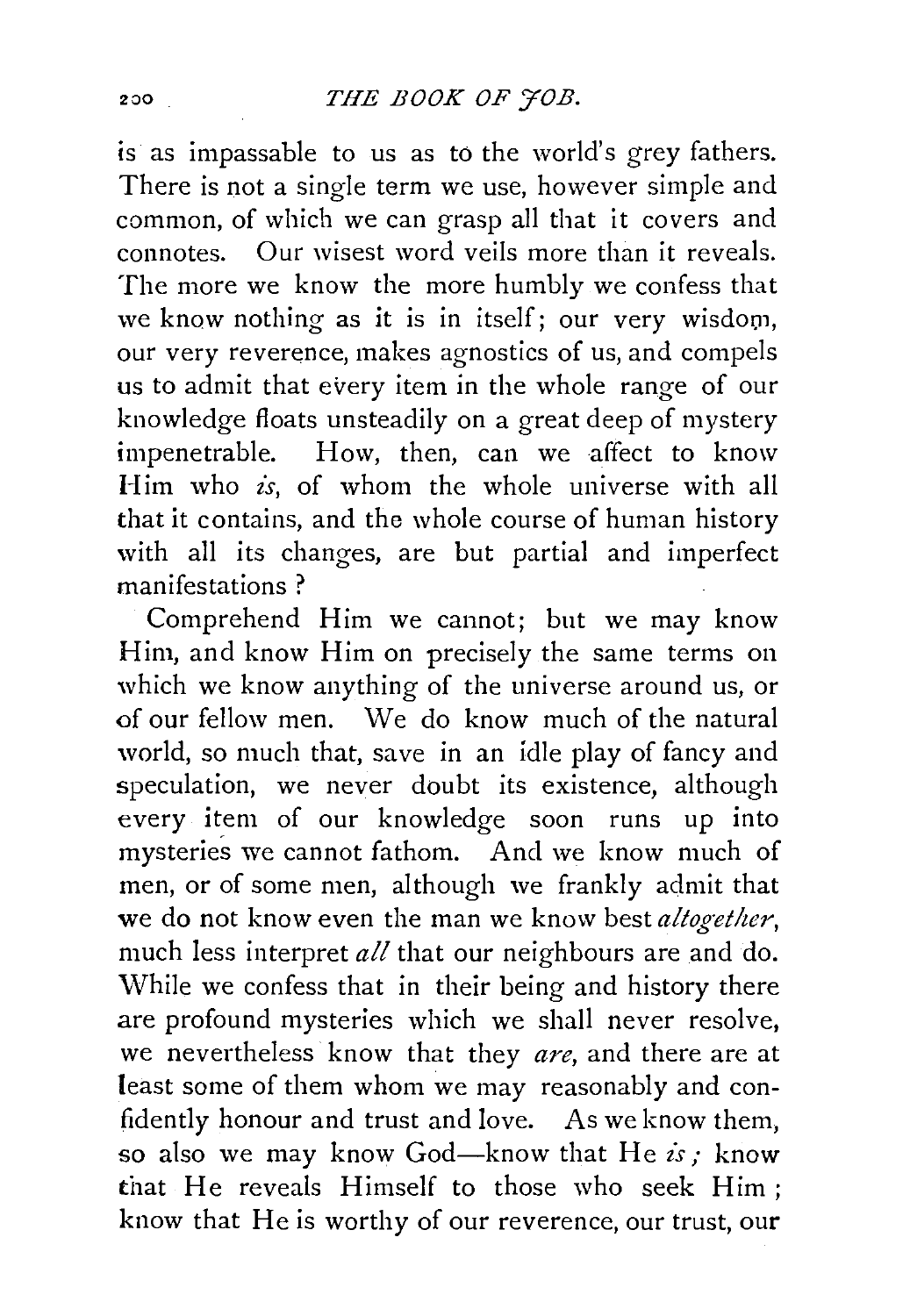is as impassable to us as to the world's grey fathers. There is not a single term we use, however simple and common, of which we can grasp all that it covers and connotes. Our wisest word veils more than it reveals. The more we know the more humbly we confess that we know nothing as it is in itself; our very wisdom, our very reverence, makes agnostics of us, and compels us to admit that every item in the whole range of our knowledge floats unsteadily on a great deep of mystery impenetrable. How, then, can we affect to know Him who *is*, of whom the whole universe with all that it contains, and the whole course of human history with all its changes, are but partial and imperfect manifestations?

Comprehend Him we cannot; but we may know Him, and know Him on precisely the same terms on which we know anything of the universe around us, or of our fellow men. We do know much of the natural world, so much that, save in an idle play of fancy and speculation, we never doubt its existence, although every item of our knowledge soon runs up into mysteries we cannot fathom. And we know much of men, or of some men, although we frankly admit that we do not know even the man we know best *altogether*, much less interpret *all* that our neighbours are and do. While we confess that in their being and history there are profound mysteries which we shall never resolve, we nevertheless know that they *are*, and there are at least some of them whom we may reasonably and confidently honour and trust and love. As we know them, so also we may know God—know that He *is*; know that He reveals Himself to those who seek Him; know that He is worthy of our reverence, our trust, our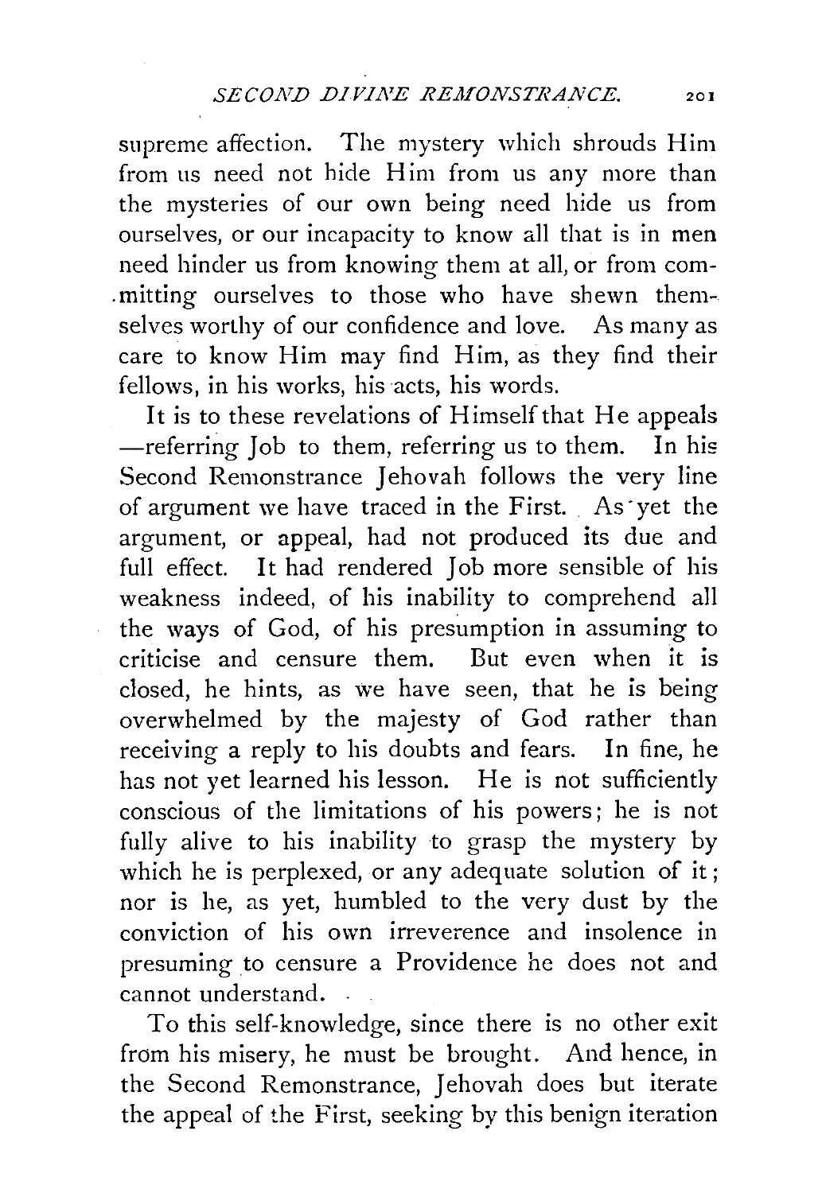supreme affection. The mystery which shrouds Him from us need not hide Him from us any more than the mysteries of our own being need hide us from ourselves, or our incapacity to know all that is in men need hinder us from knowing them at all, or from committing ourselves to those who have shewn themselves worthy of our confidence and love. As many as care to know Him may find Him, as they find their fellows, in his works, his acts, his words.

It is to these revelations of Himself that He appeals —referring Job to them, referring us to them. In his Second Remonstrance Jehovah follows the very line of argument we have traced in the First. As yet the argument, or appeal, had not produced its due and full effect. It had rendered Job more sensible of his weakness indeed, of his inability to comprehend all the ways of God, of his presumption in assuming to criticise and censure them. But even when it is closed, he hints, as we have seen, that he is being overwhelmed by the majesty of God rather than receiving a reply to his doubts and fears. In fine, he has not yet learned his lesson. He is not sufficiently conscious of the limitations of his powers; he is not fully alive to his inability to grasp the mystery by which he is perplexed, or any adequate solution of it; nor is he, as yet, humbled to the very dust by the conviction of his own irreverence and insolence in presuming to censure a Providence he does not and cannot understand.

To this self-knowledge, since there is no other exit from his misery, he must be brought. And hence, in the Second Remonstrance, Jehovah does but iterate the appeal of the First, seeking by this benign iteration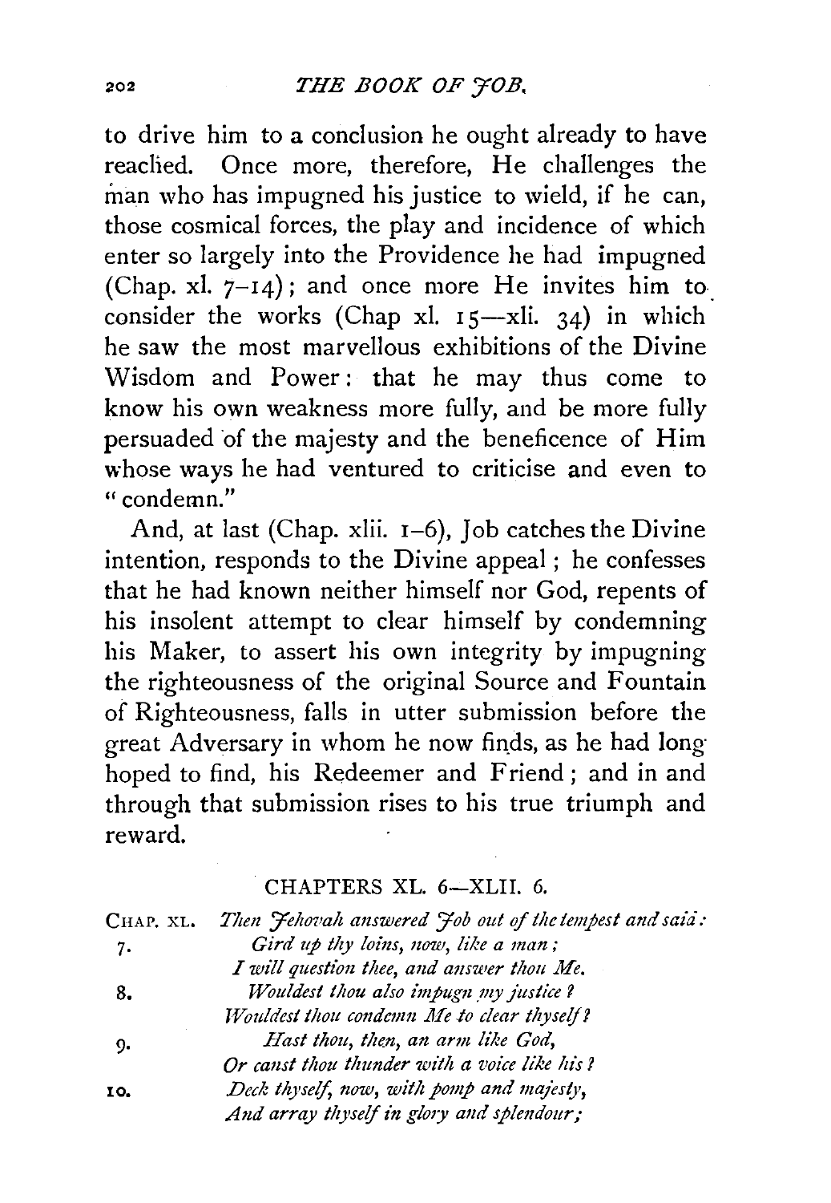to drive him to a conclusion he ought already to have reached. Once more, therefore, He challenges the man who has impugned his justice to wield, if he can, those cosmical forces, the play and incidence of which enter so largely into the Providence he had impugned (Chap. xl. 7–14); and once more He invites him to consider the works (Chap xl. 15—xli. 34) in which he saw the most marvellous exhibitions of the Divine Wisdom and Power: that he may thus come to know his own weakness more fully, and be more fully persuaded of the majesty and the beneficence of Him whose ways he had ventured to criticise and even to "condemn."

And, at last (Chap. xlii. 1–6), Job catches the Divine intention, responds to the Divine appeal; he confesses that he had known neither himself nor God, repents of his insolent attempt to clear himself by condemning his Maker, to assert his own integrity by impugning the righteousness of the original Source and Fountain of Righteousness, falls in utter submission before the great Adversary in whom he now finds, as he had long hoped to find, his Redeemer and Friend; and in and through that submission rises to his true triumph and reward.

## CHAPTERS XL. 6—XLII. 6.

CHAP. XL. *Then Jehovah answered Job out of the tempest and said:*

7. *Gird up thy loins, now, like a man;*
*I will question thee, and answer thou Me.*

8. *Wouldest thou also impugn my justice?*
*Wouldest thou condemn Me to clear thyself?*

9. *Hast thou, then, an arm like God,*
*Or canst thou thunder with a voice like his?*

10. *Deck thyself, now, with pomp and majesty,*
*And array thyself in glory and splendour;*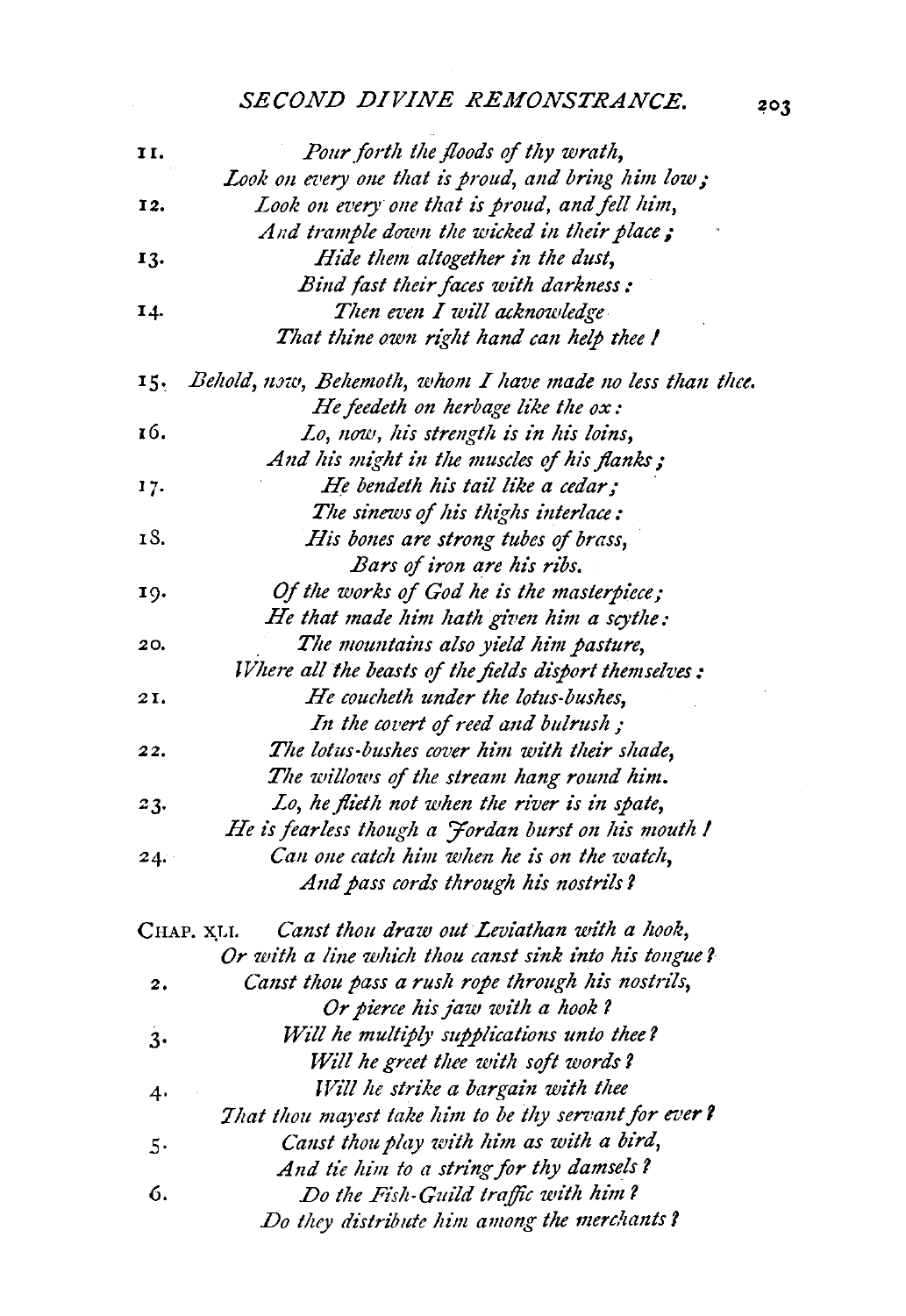11. *Pour forth the floods of thy wrath,*
*Look on every one that is proud, and bring him low;*

12. *Look on every one that is proud, and fell him,*
*And trample down the wicked in their place;*

13. *Hide them altogether in the dust,*
*Bind fast their faces with darkness:*

14. *Then even I will acknowledge*
*That thine own right hand can help thee!*

15. *Behold, now, Behemoth, whom I have made no less than thee.*
*He feedeth on herbage like the ox:*

16. *Lo, now, his strength is in his loins,*
*And his might in the muscles of his flanks;*

17. *He bendeth his tail like a cedar;*
*The sinews of his thighs interlace:*

18. *His bones are strong tubes of brass,*
*Bars of iron are his ribs.*

19. *Of the works of God he is the masterpiece;*
*He that made him hath given him a scythe:*

20. *The mountains also yield him pasture,*
*Where all the beasts of the fields disport themselves:*

21. *He coucheth under the lotus-bushes,*
*In the covert of reed and bulrush;*

22. *The lotus-bushes cover him with their shade,*
*The willows of the stream hang round him.*

23. *Lo, he flieth not when the river is in spate,*
*He is fearless though a Jordan burst on his mouth!*

24. *Can one catch him when he is on the watch,*
*And pass cords through his nostrils?*

CHAP. XLI. *Canst thou draw out Leviathan with a hook,*
*Or with a line which thou canst sink into his tongue?*

2. *Canst thou pass a rush rope through his nostrils,*
*Or pierce his jaw with a hook?*

3. *Will he multiply supplications unto thee?*
*Will he greet thee with soft words?*

4. *Will he strike a bargain with thee*
*That thou mayest take him to be thy servant for ever?*

5. *Canst thou play with him as with a bird,*
*And tie him to a string for thy damsels?*

6. *Do the Fish-Guild traffic with him?*
*Do they distribute him among the merchants?*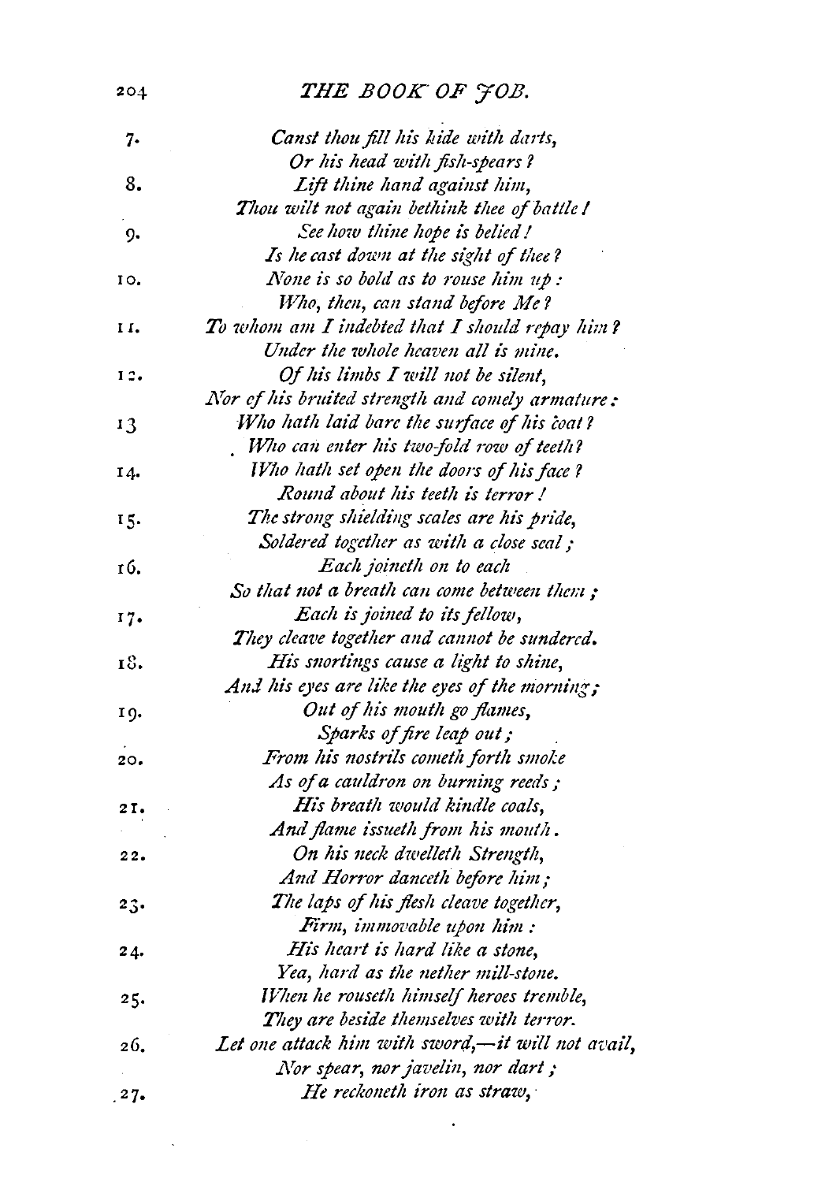7. *Canst thou fill his hide with darts,*
*Or his head with fish-spears?*

8. *Lift thine hand against him,*
*Thou wilt not again bethink thee of battle!*

9. *See how thine hope is belied!*
*Is he cast down at the sight of thee?*

10. *None is so bold as to rouse him up:*
*Who, then, can stand before Me?*

11. *To whom am I indebted that I should repay him?*
*Under the whole heaven all is mine.*

12. *Of his limbs I will not be silent,*
*Nor of his bruited strength and comely armature:*

13 *Who hath laid bare the surface of his coat?*
*Who can enter his two-fold row of teeth?*

14. *Who hath set open the doors of his face?*
*Round about his teeth is terror!*

15. *The strong shielding scales are his pride,*
*Soldered together as with a close seal;*

16. *Each joineth on to each*
*So that not a breath can come between them;*

17. *Each is joined to its fellow,*
*They cleave together and cannot be sundered.*

18. *His snortings cause a light to shine,*
*And his eyes are like the eyes of the morning;*

19. *Out of his mouth go flames,*
*Sparks of fire leap out;*

20. *From his nostrils cometh forth smoke*
*As of a cauldron on burning reeds;*

21. *His breath would kindle coals,*
*And flame issueth from his mouth.*

22. *On his neck dwelleth Strength,*
*And Horror danceth before him;*

23. *The laps of his flesh cleave together,*
*Firm, immovable upon him:*

24. *His heart is hard like a stone,*
*Yea, hard as the nether mill-stone.*

25. *When he rouseth himself heroes tremble,*
*They are beside themselves with terror.*

26. *Let one attack him with sword,—it will not avail,*
*Nor spear, nor javelin, nor dart;*

27. *He reckoneth iron as straw,*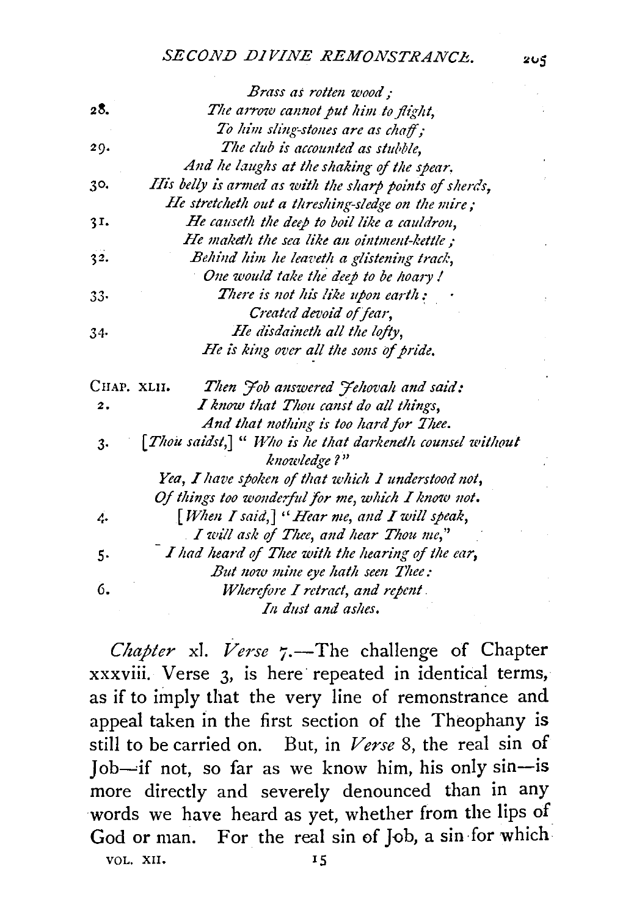*Brass as rotten wood;*

28. *The arrow cannot put him to flight,*
*To him sling-stones are as chaff;*

29. *The club is accounted as stubble,*
*And he laughs at the shaking of the spear.*

30. *His belly is armed as with the sharp points of sherds,*
*He stretcheth out a threshing-sledge on the mire;*

31. *He causeth the deep to boil like a cauldron,*
*He maketh the sea like an ointment-kettle;*

32. *Behind him he leaveth a glistening track,*
*One would take the deep to be hoary!*

33. *There is not his like upon earth:*
*Created devoid of fear,*

34. *He disdaineth all the lofty,*
*He is king over all the sons of pride.*

CHAP. XLII. *Then Job answered Jehovah and said:*

2. *I know that Thou canst do all things,*
*And that nothing is too hard for Thee.*

3. [*Thou saidst,*] "*Who is he that darkeneth counsel without knowledge?*"
*Yea, I have spoken of that which I understood not,*
*Of things too wonderful for me, which I know not.*

4. [*When I said,*] "*Hear me, and I will speak,*
*I will ask of Thee, and hear Thou me,*"

5. *I had heard of Thee with the hearing of the ear,*
*But now mine eye hath seen Thee:*

6. *Wherefore I retract, and repent*
*In dust and ashes.*

*Chapter* xl. *Verse* 7.—The challenge of Chapter xxxviii. Verse 3, is here repeated in identical terms, as if to imply that the very line of remonstrance and appeal taken in the first section of the Theophany is still to be carried on. But, in *Verse* 8, the real sin of Job—if not, so far as we know him, his only sin—is more directly and severely denounced than in any words we have heard as yet, whether from the lips of God or man. For the real sin of Job, a sin for which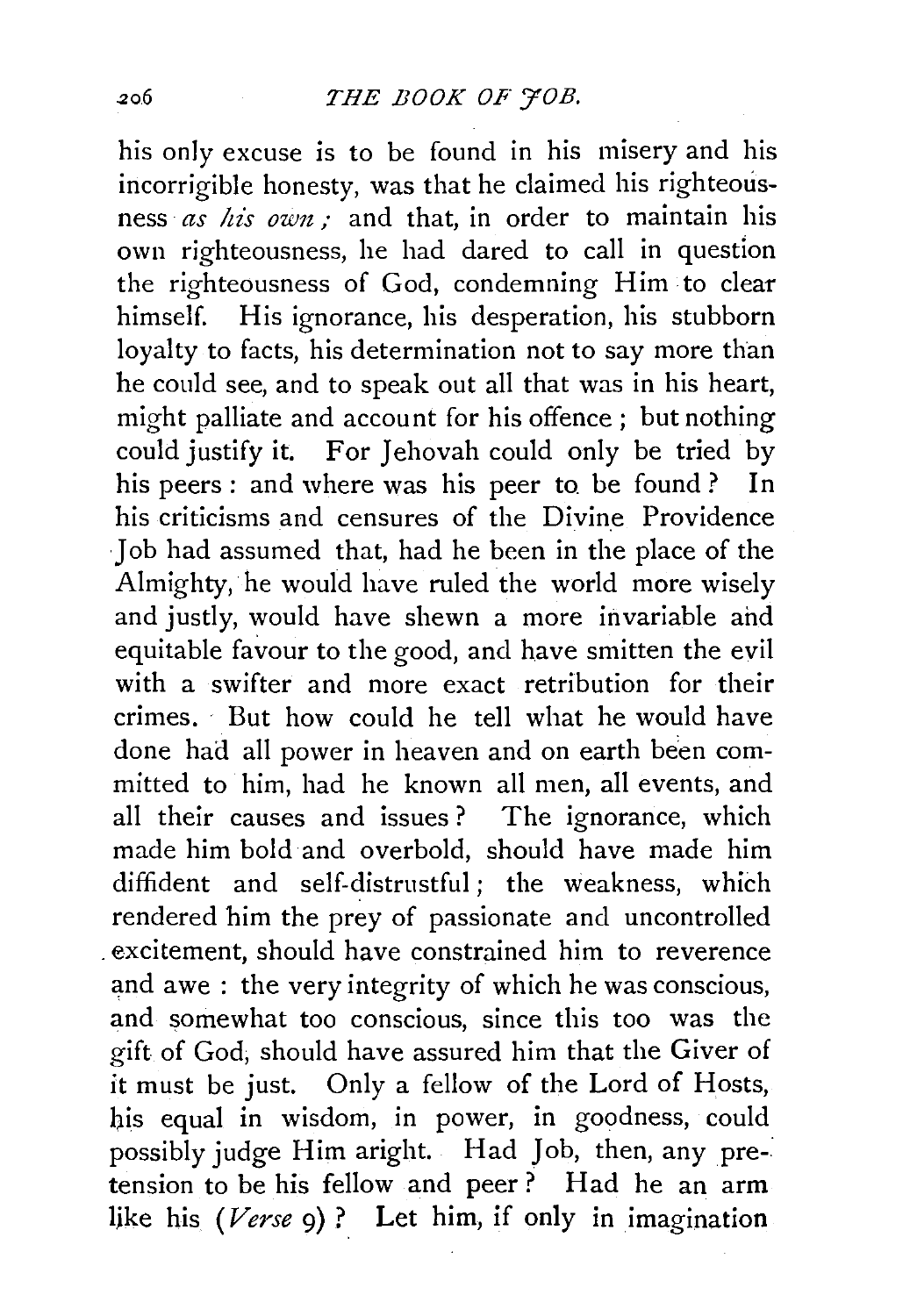his only excuse is to be found in his misery and his incorrigible honesty, was that he claimed his righteousness *as his own;* and that, in order to maintain his own righteousness, he had dared to call in question the righteousness of God, condemning Him to clear himself. His ignorance, his desperation, his stubborn loyalty to facts, his determination not to say more than he could see, and to speak out all that was in his heart, might palliate and account for his offence; but nothing could justify it. For Jehovah could only be tried by his peers: and where was his peer to be found? In his criticisms and censures of the Divine Providence Job had assumed that, had he been in the place of the Almighty, he would have ruled the world more wisely and justly, would have shewn a more invariable and equitable favour to the good, and have smitten the evil with a swifter and more exact retribution for their crimes. But how could he tell what he would have done had all power in heaven and on earth been committed to him, had he known all men, all events, and all their causes and issues? The ignorance, which made him bold and overbold, should have made him diffident and self-distrustful; the weakness, which rendered him the prey of passionate and uncontrolled excitement, should have constrained him to reverence and awe: the very integrity of which he was conscious, and somewhat too conscious, since this too was the gift of God, should have assured him that the Giver of it must be just. Only a fellow of the Lord of Hosts, his equal in wisdom, in power, in goodness, could possibly judge Him aright. Had Job, then, any pretension to be his fellow and peer? Had he an arm like his (*Verse* 9)? Let him, if only in imagination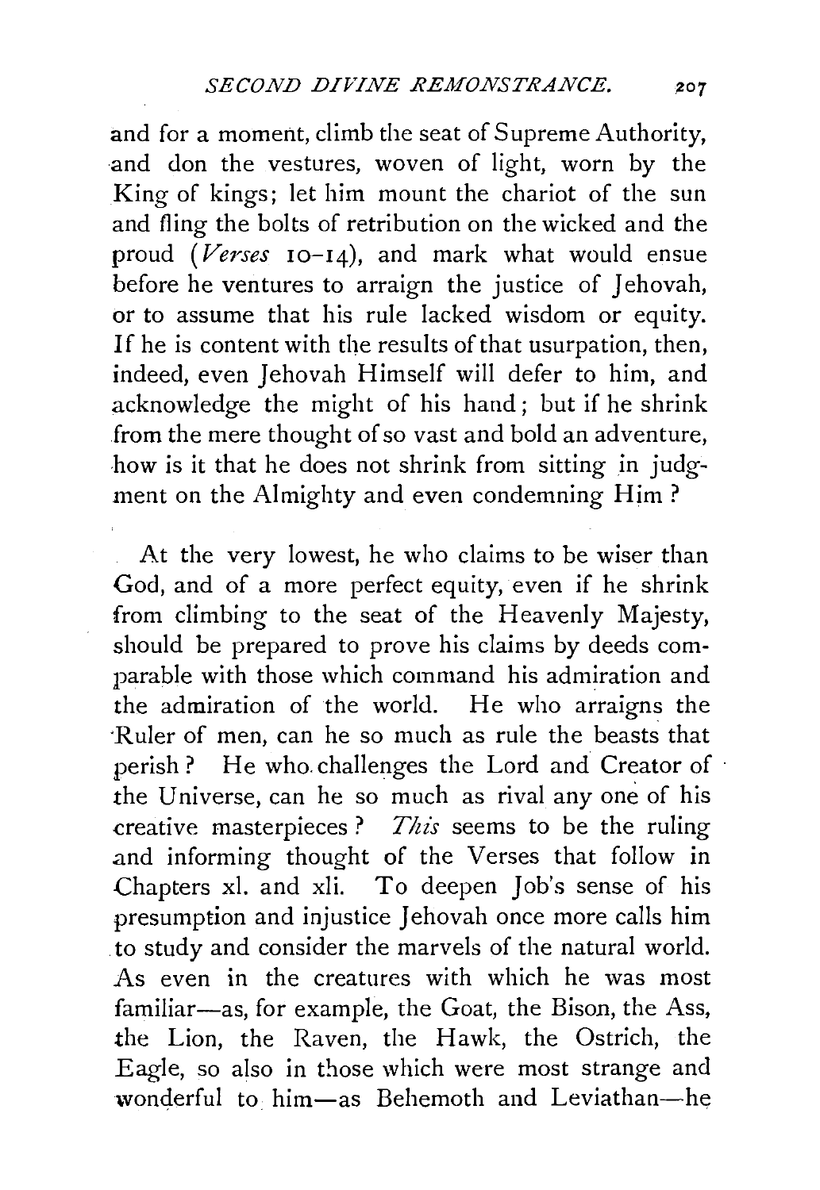and for a moment, climb the seat of Supreme Authority, and don the vestures, woven of light, worn by the King of kings; let him mount the chariot of the sun and fling the bolts of retribution on the wicked and the proud (*Verses* 10–14), and mark what would ensue before he ventures to arraign the justice of Jehovah, or to assume that his rule lacked wisdom or equity. If he is content with the results of that usurpation, then, indeed, even Jehovah Himself will defer to him, and acknowledge the might of his hand; but if he shrink from the mere thought of so vast and bold an adventure, how is it that he does not shrink from sitting in judgment on the Almighty and even condemning Him?

At the very lowest, he who claims to be wiser than God, and of a more perfect equity, even if he shrink from climbing to the seat of the Heavenly Majesty, should be prepared to prove his claims by deeds comparable with those which command his admiration and the admiration of the world. He who arraigns the Ruler of men, can he so much as rule the beasts that perish? He who challenges the Lord and Creator of the Universe, can he so much as rival any one of his creative masterpieces? *This* seems to be the ruling and informing thought of the Verses that follow in Chapters xl. and xli. To deepen Job's sense of his presumption and injustice Jehovah once more calls him to study and consider the marvels of the natural world. As even in the creatures with which he was most familiar—as, for example, the Goat, the Bison, the Ass, the Lion, the Raven, the Hawk, the Ostrich, the Eagle, so also in those which were most strange and wonderful to him—as Behemoth and Leviathan—he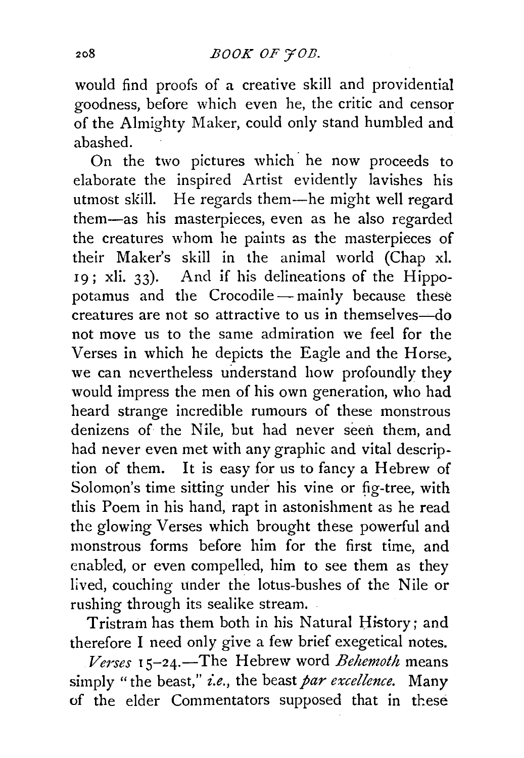would find proofs of a creative skill and providential goodness, before which even he, the critic and censor of the Almighty Maker, could only stand humbled and abashed.

On the two pictures which he now proceeds to elaborate the inspired Artist evidently lavishes his utmost skill. He regards them—he might well regard them—as his masterpieces, even as he also regarded the creatures whom he paints as the masterpieces of their Maker's skill in the animal world (Chap xl. 19; xli. 33). And if his delineations of the Hippopotamus and the Crocodile—mainly because these creatures are not so attractive to us in themselves—do not move us to the same admiration we feel for the Verses in which he depicts the Eagle and the Horse, we can nevertheless understand how profoundly they would impress the men of his own generation, who had heard strange incredible rumours of these monstrous denizens of the Nile, but had never seen them, and had never even met with any graphic and vital description of them. It is easy for us to fancy a Hebrew of Solomon's time sitting under his vine or fig-tree, with this Poem in his hand, rapt in astonishment as he read the glowing Verses which brought these powerful and monstrous forms before him for the first time, and enabled, or even compelled, him to see them as they lived, couching under the lotus-bushes of the Nile or rushing through its sealike stream.

Tristram has them both in his Natural History; and therefore I need only give a few brief exegetical notes.

*Verses* 15–24.—The Hebrew word *Behemoth* means simply "the beast," *i.e.*, the beast *par excellence.* Many of the elder Commentators supposed that in these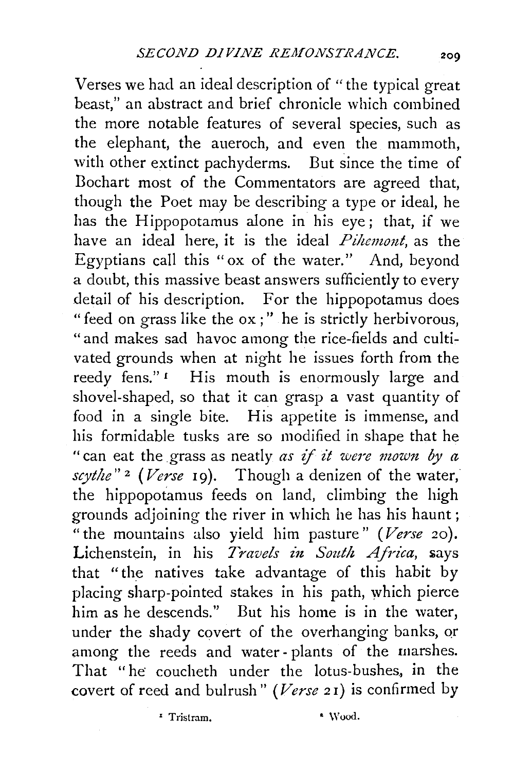Verses we had an ideal description of "the typical great beast," an abstract and brief chronicle which combined the more notable features of several species, such as the elephant, the aueroch, and even the mammoth, with other extinct pachyderms. But since the time of Bochart most of the Commentators are agreed that, though the Poet may be describing a type or ideal, he has the Hippopotamus alone in his eye; that, if we have an ideal here, it is the ideal *Pihemont*, as the Egyptians call this "ox of the water." And, beyond a doubt, this massive beast answers sufficiently to every detail of his description. For the hippopotamus does "feed on grass like the ox;" he is strictly herbivorous, "and makes sad havoc among the rice-fields and cultivated grounds when at night he issues forth from the reedy fens."[1] His mouth is enormously large and shovel-shaped, so that it can grasp a vast quantity of food in a single bite. His appetite is immense, and his formidable tusks are so modified in shape that he "can eat the grass as neatly *as if it were mown by a scythe*"[2] (*Verse* 19). Though a denizen of the water, the hippopotamus feeds on land, climbing the high grounds adjoining the river in which he has his haunt; "the mountains also yield him pasture" (*Verse* 20). Lichenstein, in his *Travels in South Africa*, says that "the natives take advantage of this habit by placing sharp-pointed stakes in his path, which pierce him as he descends." But his home is in the water, under the shady covert of the overhanging banks, or among the reeds and water-plants of the marshes. That "he coucheth under the lotus-bushes, in the covert of reed and bulrush" (*Verse* 21) is confirmed by

[1] Tristram. [2] Wood.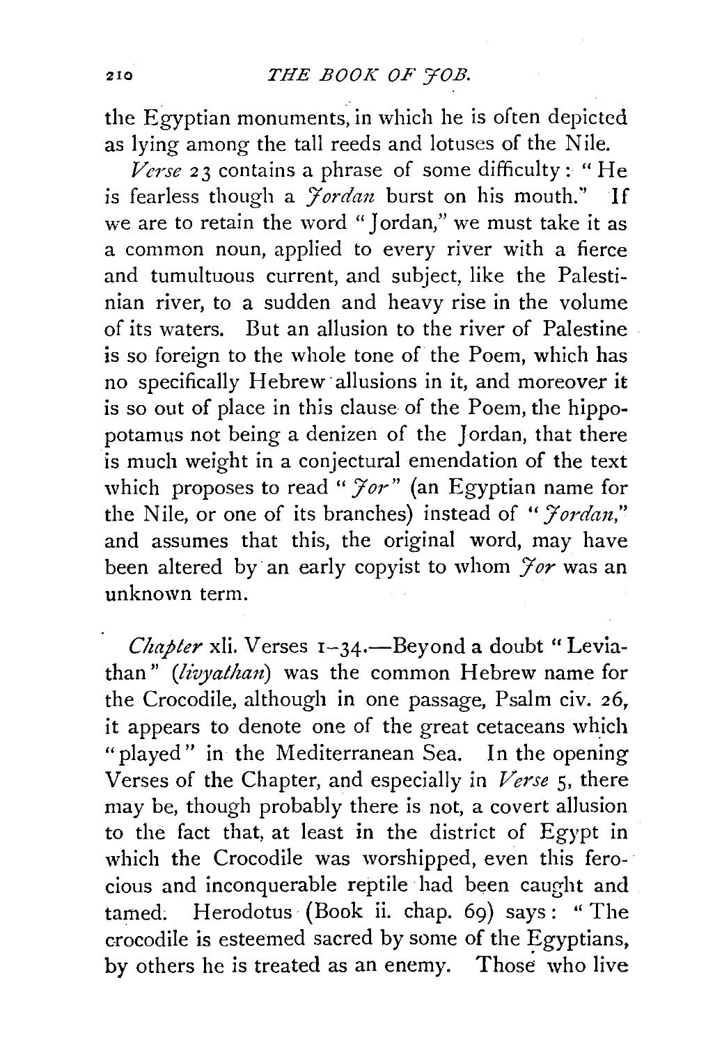the Egyptian monuments, in which he is often depicted as lying among the tall reeds and lotuses of the Nile.

*Verse* 23 contains a phrase of some difficulty: "He is fearless though a *Jordan* burst on his mouth." If we are to retain the word "Jordan," we must take it as a common noun, applied to every river with a fierce and tumultuous current, and subject, like the Palestinian river, to a sudden and heavy rise in the volume of its waters. But an allusion to the river of Palestine is so foreign to the whole tone of the Poem, which has no specifically Hebrew allusions in it, and moreover it is so out of place in this clause of the Poem, the hippopotamus not being a denizen of the Jordan, that there is much weight in a conjectural emendation of the text which proposes to read "*Jor*" (an Egyptian name for the Nile, or one of its branches) instead of "*Jordan*," and assumes that this, the original word, may have been altered by an early copyist to whom *Jor* was an unknown term.

*Chapter* xli. Verses 1–34.—Beyond a doubt "Leviathan" (*livyathan*) was the common Hebrew name for the Crocodile, although in one passage, Psalm civ. 26, it appears to denote one of the great cetaceans which "played" in the Mediterranean Sea. In the opening Verses of the Chapter, and especially in *Verse* 5, there may be, though probably there is not, a covert allusion to the fact that, at least in the district of Egypt in which the Crocodile was worshipped, even this ferocious and inconquerable reptile had been caught and tamed. Herodotus (Book ii. chap. 69) says: "The crocodile is esteemed sacred by some of the Egyptians, by others he is treated as an enemy. Those who live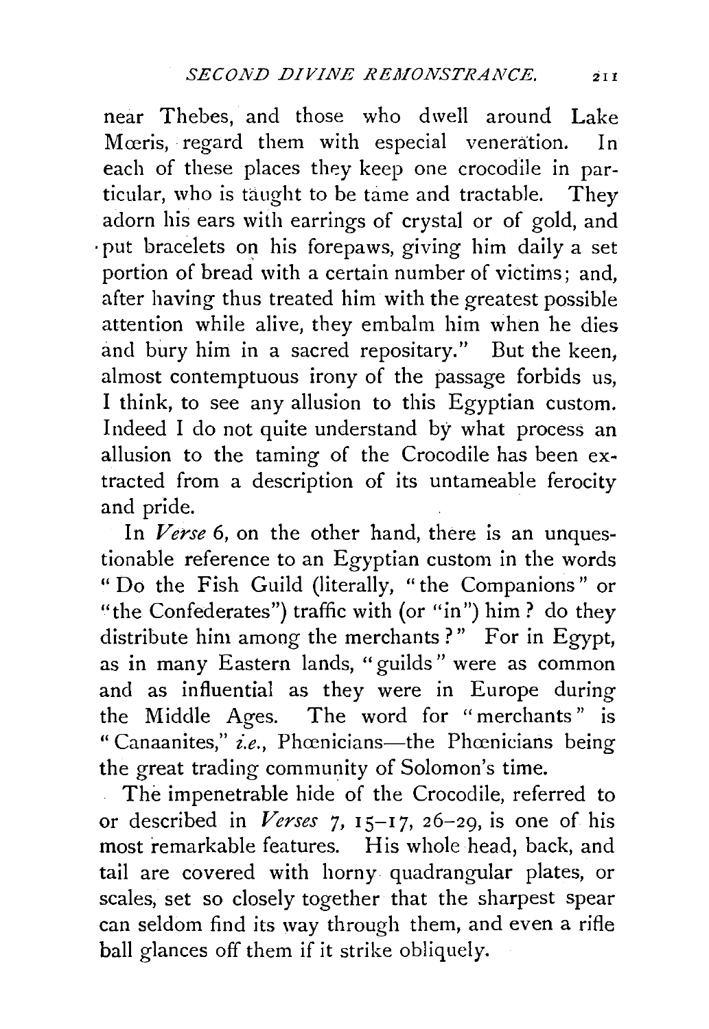near Thebes, and those who dwell around Lake Mœris, regard them with especial veneration. In each of these places they keep one crocodile in particular, who is taught to be tame and tractable. They adorn his ears with earrings of crystal or of gold, and put bracelets on his forepaws, giving him daily a set portion of bread with a certain number of victims; and, after having thus treated him with the greatest possible attention while alive, they embalm him when he dies and bury him in a sacred repository." But the keen, almost contemptuous irony of the passage forbids us, I think, to see any allusion to this Egyptian custom. Indeed I do not quite understand by what process an allusion to the taming of the Crocodile has been extracted from a description of its untameable ferocity and pride.

In *Verse* 6, on the other hand, there is an unquestionable reference to an Egyptian custom in the words "Do the Fish Guild (literally, "the Companions" or "the Confederates") traffic with (or "in") him? do they distribute him among the merchants?" For in Egypt, as in many Eastern lands, "guilds" were as common and as influential as they were in Europe during the Middle Ages. The word for "merchants" is "Canaanites," *i.e.*, Phœnicians—the Phœnicians being the great trading community of Solomon's time.

The impenetrable hide of the Crocodile, referred to or described in *Verses* 7, 15–17, 26–29, is one of his most remarkable features. His whole head, back, and tail are covered with horny quadrangular plates, or scales, set so closely together that the sharpest spear can seldom find its way through them, and even a rifle ball glances off them if it strike obliquely.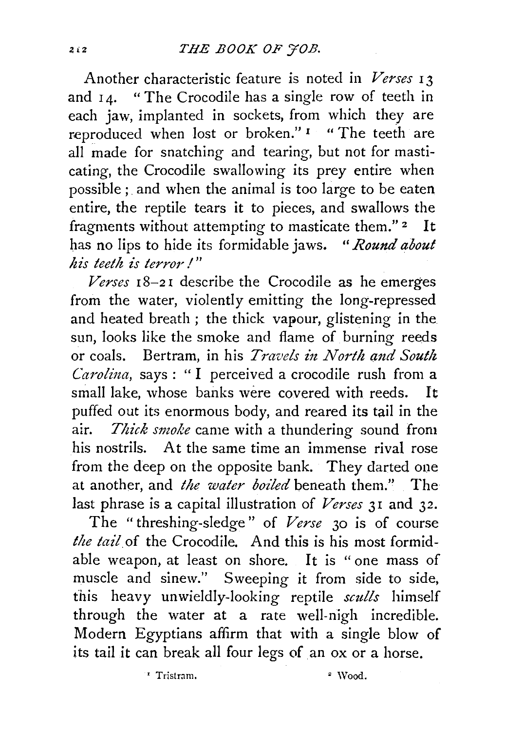Another characteristic feature is noted in *Verses* 13 and 14. "The Crocodile has a single row of teeth in each jaw, implanted in sockets, from which they are reproduced when lost or broken."[1] "The teeth are all made for snatching and tearing, but not for masticating, the Crocodile swallowing its prey entire when possible; and when the animal is too large to be eaten entire, the reptile tears it to pieces, and swallows the fragments without attempting to masticate them."[2] It has no lips to hide its formidable jaws. "*Round about his teeth is terror!*"

*Verses* 18–21 describe the Crocodile as he emerges from the water, violently emitting the long-repressed and heated breath; the thick vapour, glistening in the sun, looks like the smoke and flame of burning reeds or coals. Bertram, in his *Travels in North and South Carolina*, says: "I perceived a crocodile rush from a small lake, whose banks were covered with reeds. It puffed out its enormous body, and reared its tail in the air. *Thick smoke* came with a thundering sound from his nostrils. At the same time an immense rival rose from the deep on the opposite bank. They darted one at another, and *the water boiled* beneath them." The last phrase is a capital illustration of *Verses* 31 and 32.

The "threshing-sledge" of *Verse* 30 is of course *the tail* of the Crocodile. And this is his most formidable weapon, at least on shore. It is "one mass of muscle and sinew." Sweeping it from side to side, this heavy unwieldly-looking reptile *sculls* himself through the water at a rate well-nigh incredible. Modern Egyptians affirm that with a single blow of its tail it can break all four legs of an ox or a horse.

[1] Tristram. [2] Wood.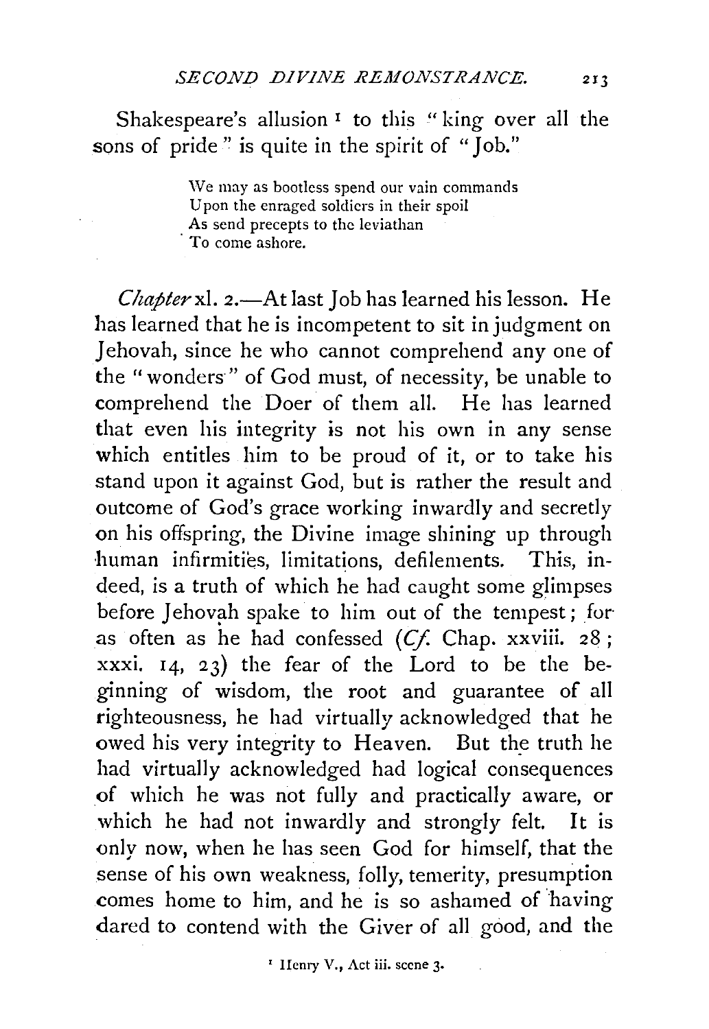Shakespeare's allusion [1] to this "king over all the sons of pride" is quite in the spirit of "Job."

> We may as bootless spend our vain commands
> Upon the enraged soldiers in their spoil
> As send precepts to the leviathan
> To come ashore.

*Chapter* xl. 2.—At last Job has learned his lesson. He has learned that he is incompetent to sit in judgment on Jehovah, since he who cannot comprehend any one of the "wonders" of God must, of necessity, be unable to comprehend the Doer of them all. He has learned that even his integrity is not his own in any sense which entitles him to be proud of it, or to take his stand upon it against God, but is rather the result and outcome of God's grace working inwardly and secretly on his offspring, the Divine image shining up through human infirmities, limitations, defilements. This, indeed, is a truth of which he had caught some glimpses before Jehovah spake to him out of the tempest; for as often as he had confessed (*Cf.* Chap. xxviii. 28; xxxi. 14, 23) the fear of the Lord to be the beginning of wisdom, the root and guarantee of all righteousness, he had virtually acknowledged that he owed his very integrity to Heaven. But the truth he had virtually acknowledged had logical consequences of which he was not fully and practically aware, or which he had not inwardly and strongly felt. It is only now, when he has seen God for himself, that the sense of his own weakness, folly, temerity, presumption comes home to him, and he is so ashamed of having dared to contend with the Giver of all good, and the

[1] Henry V., Act iii. scene 3.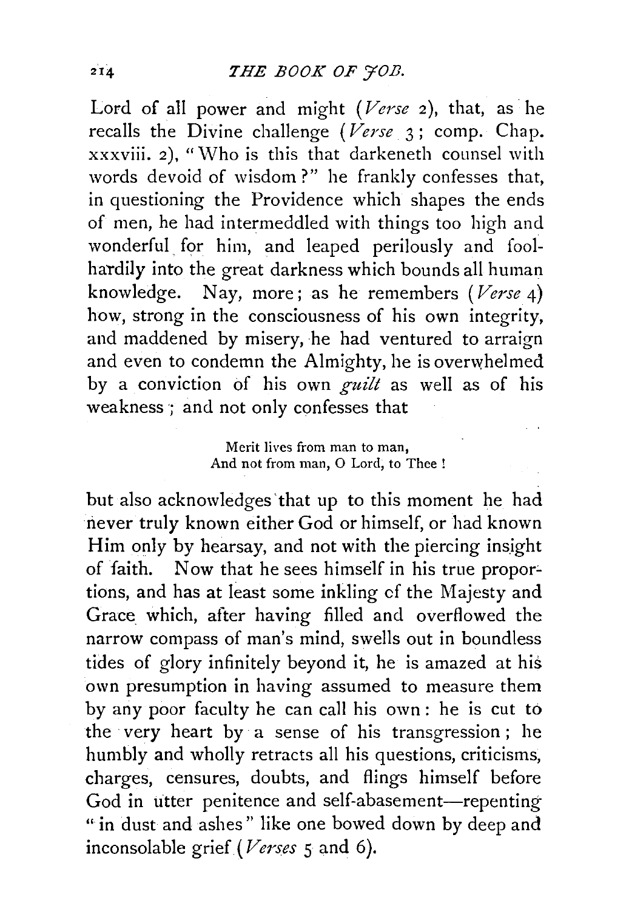Lord of all power and might (*Verse* 2), that, as he recalls the Divine challenge (*Verse* 3; comp. Chap. xxxviii. 2), "Who is this that darkeneth counsel with words devoid of wisdom?" he frankly confesses that, in questioning the Providence which shapes the ends of men, he had intermeddled with things too high and wonderful for him, and leaped perilously and foolhardily into the great darkness which bounds all human knowledge. Nay, more; as he remembers (*Verse* 4) how, strong in the consciousness of his own integrity, and maddened by misery, he had ventured to arraign and even to condemn the Almighty, he is overwhelmed by a conviction of his own *guilt* as well as of his weakness; and not only confesses that

> Merit lives from man to man,
> And not from man, O Lord, to Thee!

but also acknowledges that up to this moment he had never truly known either God or himself, or had known Him only by hearsay, and not with the piercing insight of faith. Now that he sees himself in his true proportions, and has at least some inkling of the Majesty and Grace which, after having filled and overflowed the narrow compass of man's mind, swells out in boundless tides of glory infinitely beyond it, he is amazed at his own presumption in having assumed to measure them by any poor faculty he can call his own: he is cut to the very heart by a sense of his transgression; he humbly and wholly retracts all his questions, criticisms, charges, censures, doubts, and flings himself before God in utter penitence and self-abasement—repenting "in dust and ashes" like one bowed down by deep and inconsolable grief (*Verses* 5 and 6).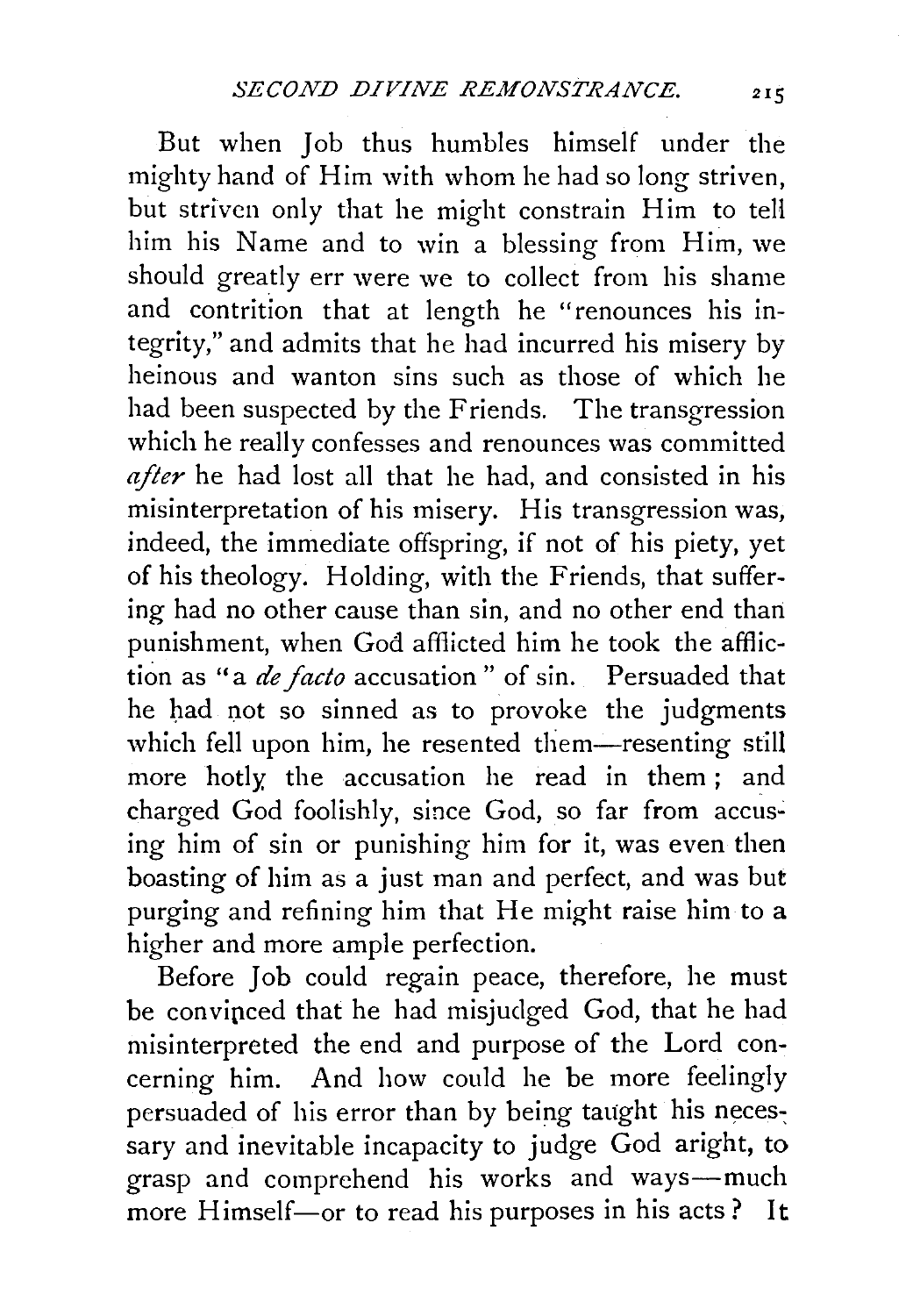But when Job thus humbles himself under the mighty hand of Him with whom he had so long striven, but striven only that he might constrain Him to tell him his Name and to win a blessing from Him, we should greatly err were we to collect from his shame and contrition that at length he "renounces his integrity," and admits that he had incurred his misery by heinous and wanton sins such as those of which he had been suspected by the Friends. The transgression which he really confesses and renounces was committed *after* he had lost all that he had, and consisted in his misinterpretation of his misery. His transgression was, indeed, the immediate offspring, if not of his piety, yet of his theology. Holding, with the Friends, that suffering had no other cause than sin, and no other end than punishment, when God afflicted him he took the affliction as "a *de facto* accusation" of sin. Persuaded that he had not so sinned as to provoke the judgments which fell upon him, he resented them—resenting still more hotly the accusation he read in them; and charged God foolishly, since God, so far from accusing him of sin or punishing him for it, was even then boasting of him as a just man and perfect, and was but purging and refining him that He might raise him to a higher and more ample perfection.

Before Job could regain peace, therefore, he must be convinced that he had misjudged God, that he had misinterpreted the end and purpose of the Lord concerning him. And how could he be more feelingly persuaded of his error than by being taught his necessary and inevitable incapacity to judge God aright, to grasp and comprehend his works and ways—much more Himself—or to read his purposes in his acts? It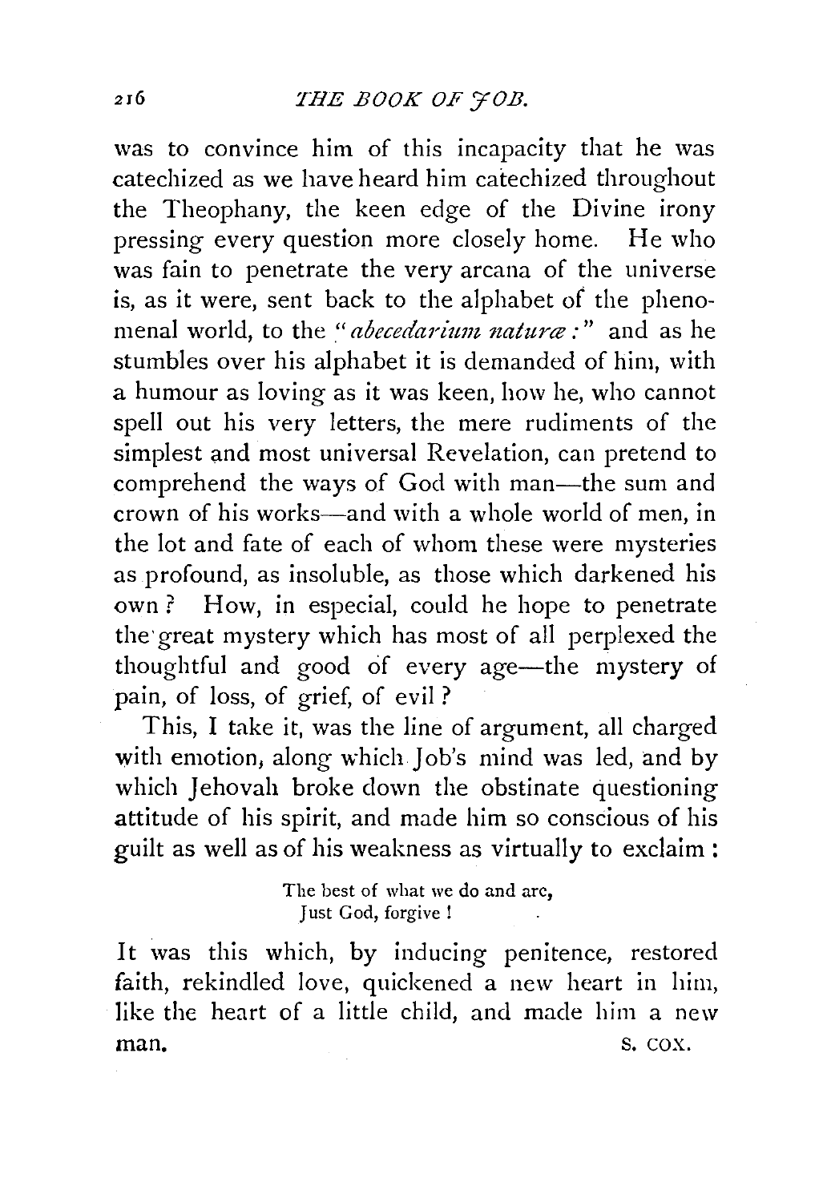was to convince him of this incapacity that he was catechized as we have heard him catechized throughout the Theophany, the keen edge of the Divine irony pressing every question more closely home. He who was fain to penetrate the very arcana of the universe is, as it were, sent back to the alphabet of the phenomenal world, to the "*abecedarium naturæ*:" and as he stumbles over his alphabet it is demanded of him, with a humour as loving as it was keen, how he, who cannot spell out his very letters, the mere rudiments of the simplest and most universal Revelation, can pretend to comprehend the ways of God with man—the sum and crown of his works—and with a whole world of men, in the lot and fate of each of whom these were mysteries as profound, as insoluble, as those which darkened his own? How, in especial, could he hope to penetrate the great mystery which has most of all perplexed the thoughtful and good of every age—the mystery of pain, of loss, of grief, of evil?

This, I take it, was the line of argument, all charged with emotion, along which Job's mind was led, and by which Jehovah broke down the obstinate questioning attitude of his spirit, and made him so conscious of his guilt as well as of his weakness as virtually to exclaim:

> The best of what we do and are,
> Just God, forgive!

It was this which, by inducing penitence, restored faith, rekindled love, quickened a new heart in him, like the heart of a little child, and made him a new man.

S. COX.